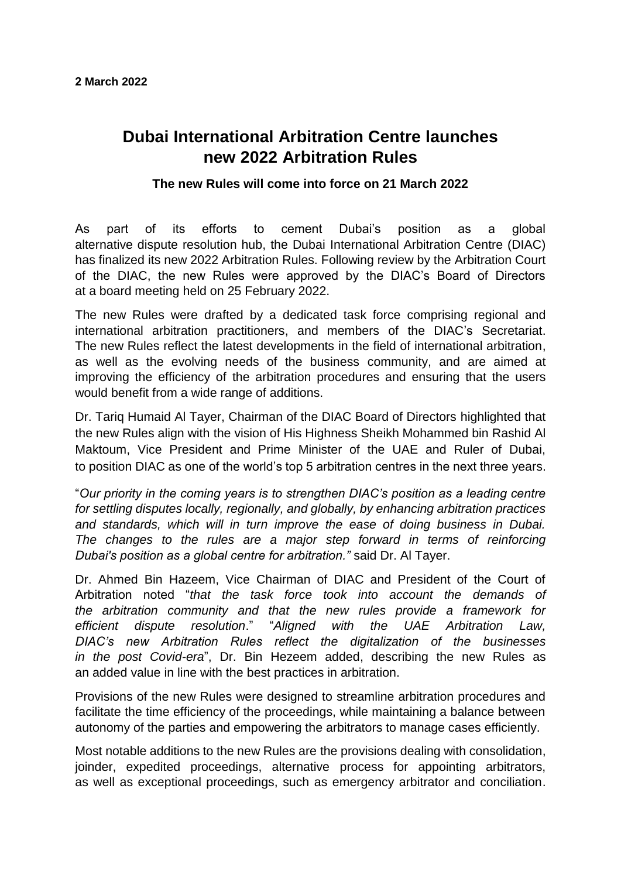**2 March 2022**

# Dubai International Arbitration Centre launches new 2022 Arbitration Rules

### The new Rules will come into force on 21 March 2022

As part of its efforts to cement Dubai's position as a global alternative dispute resolution hub, the Dubai International Arbitration Centre (DIAC) has finalized its new 2022 Arbitration Rules. Following review by the Arbitration Court of the DIAC, the new Rules were approved by the DIAC's Board of Directors at a board meeting held on 25 February 2022.

The new Rules were drafted by a dedicated task force comprising regional and international arbitration practitioners, and members of the DIAC's Secretariat. The new Rules reflect the latest developments in the field of international arbitration, as well as the evolving needs of the business community, and are aimed at improving the efficiency of the arbitration procedures and ensuring that the users would benefit from a wide range of additions.

Dr. Tariq Humaid Al Tayer, Chairman of the DIAC Board of Directors highlighted that the new Rules align with the vision of His Highness Sheikh Mohammed bin Rashid Al Maktoum, Vice President and Prime Minister of the UAE and Ruler of Dubai, to position DIAC as one of the world's top 5 arbitration centres in the next three years.

"*Our priority in the coming years is to strengthen DIAC's position as a leading centre for settling disputes locally, regionally, and globally, by enhancing arbitration practices and standards, which will in turn improve the ease of doing business in Dubai. The changes to the rules are a major step forward in terms of reinforcing Dubai's position as a global centre for arbitration."* said Dr. Al Tayer.

Dr. Ahmed Bin Hazeem, Vice Chairman of DIAC and President of the Court of Arbitration noted "*that the task force took into account the demands of the arbitration community and that the new rules provide a framework for efficient dispute resolution*." "*Aligned with the UAE Arbitration Law, DIAC's new Arbitration Rules reflect the digitalization of the businesses in the post Covid-era*", Dr. Bin Hezeem added, describing the new Rules as an added value in line with the best practices in arbitration.

Provisions of the new Rules were designed to streamline arbitration procedures and facilitate the time efficiency of the proceedings, while maintaining a balance between autonomy of the parties and empowering the arbitrators to manage cases efficiently.

Most notable additions to the new Rules are the provisions dealing with consolidation, joinder, expedited proceedings, alternative process for appointing arbitrators, as well as exceptional proceedings, such as emergency arbitrator and conciliation.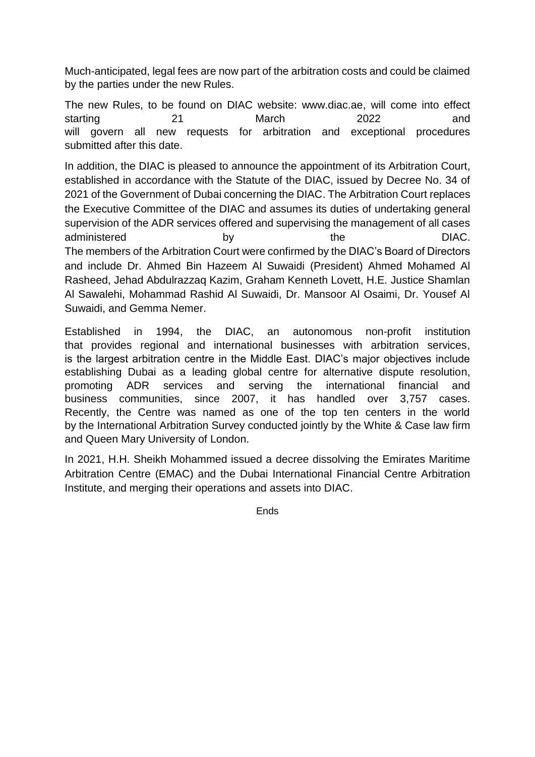Much-anticipated, legal fees are now part of the arbitration costs and could be claimed by the parties under the new Rules.

The new Rules, to be found on DIAC website: www.diac.ae, will come into effect starting 21 March 2022 and will govern all new requests for arbitration and exceptional procedures submitted after this date.

In addition, the DIAC is pleased to announce the appointment of its Arbitration Court, established in accordance with the Statute of the DIAC, issued by Decree No. 34 of 2021 of the Government of Dubai concerning the DIAC. The Arbitration Court replaces the Executive Committee of the DIAC and assumes its duties of undertaking general supervision of the ADR services offered and supervising the management of all cases administered by the DIAC.
The members of the Arbitration Court were confirmed by the DIAC's Board of Directors and include Dr. Ahmed Bin Hazeem Al Suwaidi (President) Ahmed Mohamed Al Rasheed, Jehad Abdulrazzaq Kazim, Graham Kenneth Lovett, H.E. Justice Shamlan Al Sawalehi, Mohammad Rashid Al Suwaidi, Dr. Mansoor Al Osaimi, Dr. Yousef Al Suwaidi, and Gemma Nemer.

Established in 1994, the DIAC, an autonomous non-profit institution that provides regional and international businesses with arbitration services, is the largest arbitration centre in the Middle East. DIAC's major objectives include establishing Dubai as a leading global centre for alternative dispute resolution, promoting ADR services and serving the international financial and business communities, since 2007, it has handled over 3,757 cases. Recently, the Centre was named as one of the top ten centers in the world by the International Arbitration Survey conducted jointly by the White & Case law firm and Queen Mary University of London.

In 2021, H.H. Sheikh Mohammed issued a decree dissolving the Emirates Maritime Arbitration Centre (EMAC) and the Dubai International Financial Centre Arbitration Institute, and merging their operations and assets into DIAC.

Ends